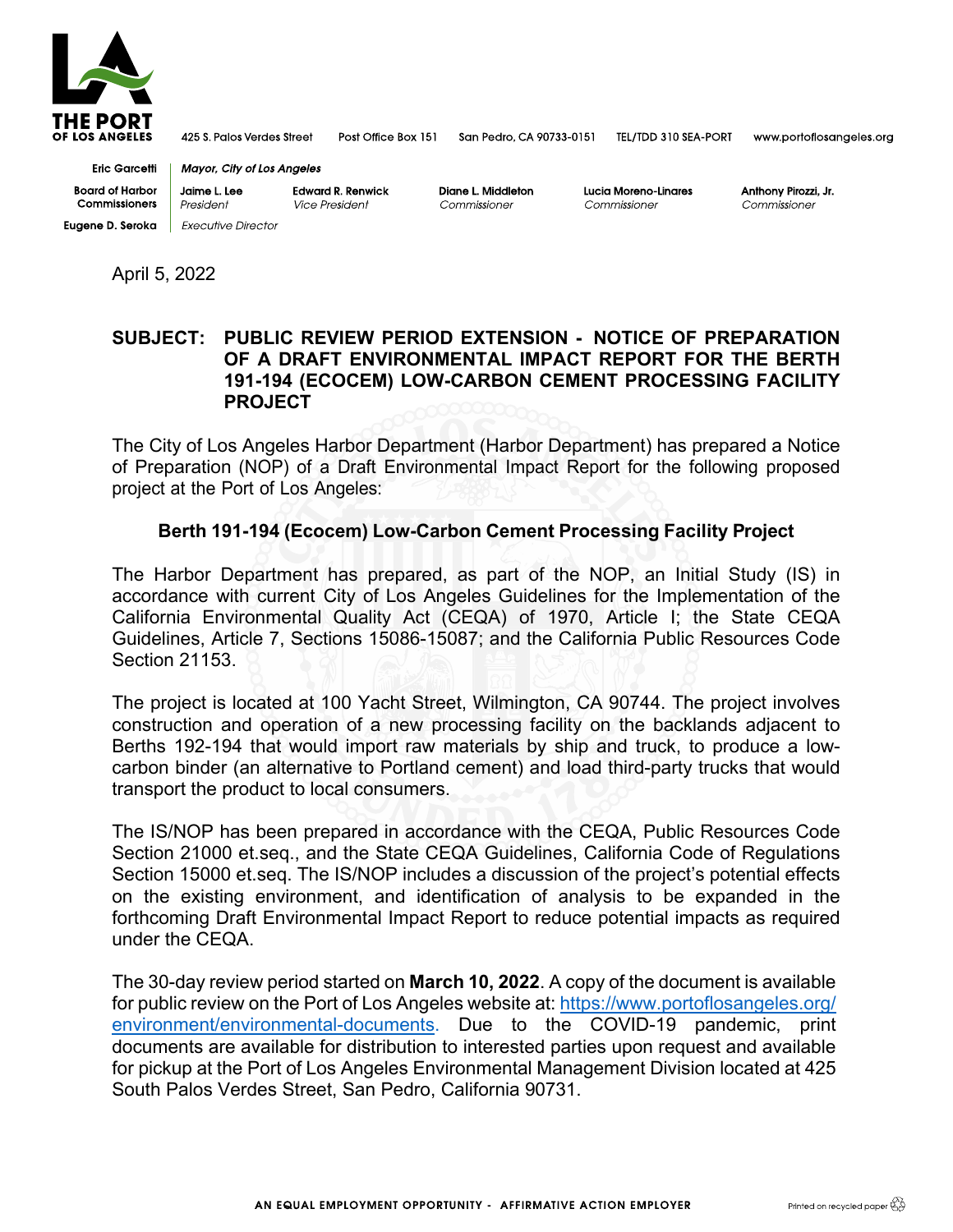**THE PORT OF LOS ANGELES**

425 S. Palos Verdes Street | Post Office Box 151 | San Pedro, CA 90733-0151 | TEL/TDD 310 SEA-PORT | www.portoflosangeles.org

Eric Garcetti | *Mayor, City of Los Angeles*

Board of Harbor Commissioners | Jaime L. Lee, *President* | Edward R. Renwick, *Vice President* | Diane L. Middleton, *Commissioner* | Lucia Moreno-Linares, *Commissioner* | Anthony Pirozzi, Jr., *Commissioner*

Eugene D. Seroka | *Executive Director*

April 5, 2022

**SUBJECT: PUBLIC REVIEW PERIOD EXTENSION - NOTICE OF PREPARATION OF A DRAFT ENVIRONMENTAL IMPACT REPORT FOR THE BERTH 191-194 (ECOCEM) LOW-CARBON CEMENT PROCESSING FACILITY PROJECT**

The City of Los Angeles Harbor Department (Harbor Department) has prepared a Notice of Preparation (NOP) of a Draft Environmental Impact Report for the following proposed project at the Port of Los Angeles:

**Berth 191-194 (Ecocem) Low-Carbon Cement Processing Facility Project**

The Harbor Department has prepared, as part of the NOP, an Initial Study (IS) in accordance with current City of Los Angeles Guidelines for the Implementation of the California Environmental Quality Act (CEQA) of 1970, Article I; the State CEQA Guidelines, Article 7, Sections 15086-15087; and the California Public Resources Code Section 21153.

The project is located at 100 Yacht Street, Wilmington, CA 90744. The project involves construction and operation of a new processing facility on the backlands adjacent to Berths 192-194 that would import raw materials by ship and truck, to produce a low-carbon binder (an alternative to Portland cement) and load third-party trucks that would transport the product to local consumers.

The IS/NOP has been prepared in accordance with the CEQA, Public Resources Code Section 21000 et.seq., and the State CEQA Guidelines, California Code of Regulations Section 15000 et.seq. The IS/NOP includes a discussion of the project's potential effects on the existing environment, and identification of analysis to be expanded in the forthcoming Draft Environmental Impact Report to reduce potential impacts as required under the CEQA.

The 30-day review period started on **March 10, 2022**. A copy of the document is available for public review on the Port of Los Angeles website at: https://www.portoflosangeles.org/environment/environmental-documents. Due to the COVID-19 pandemic, print documents are available for distribution to interested parties upon request and available for pickup at the Port of Los Angeles Environmental Management Division located at 425 South Palos Verdes Street, San Pedro, California 90731.

AN EQUAL EMPLOYMENT OPPORTUNITY - AFFIRMATIVE ACTION EMPLOYER

Printed on recycled paper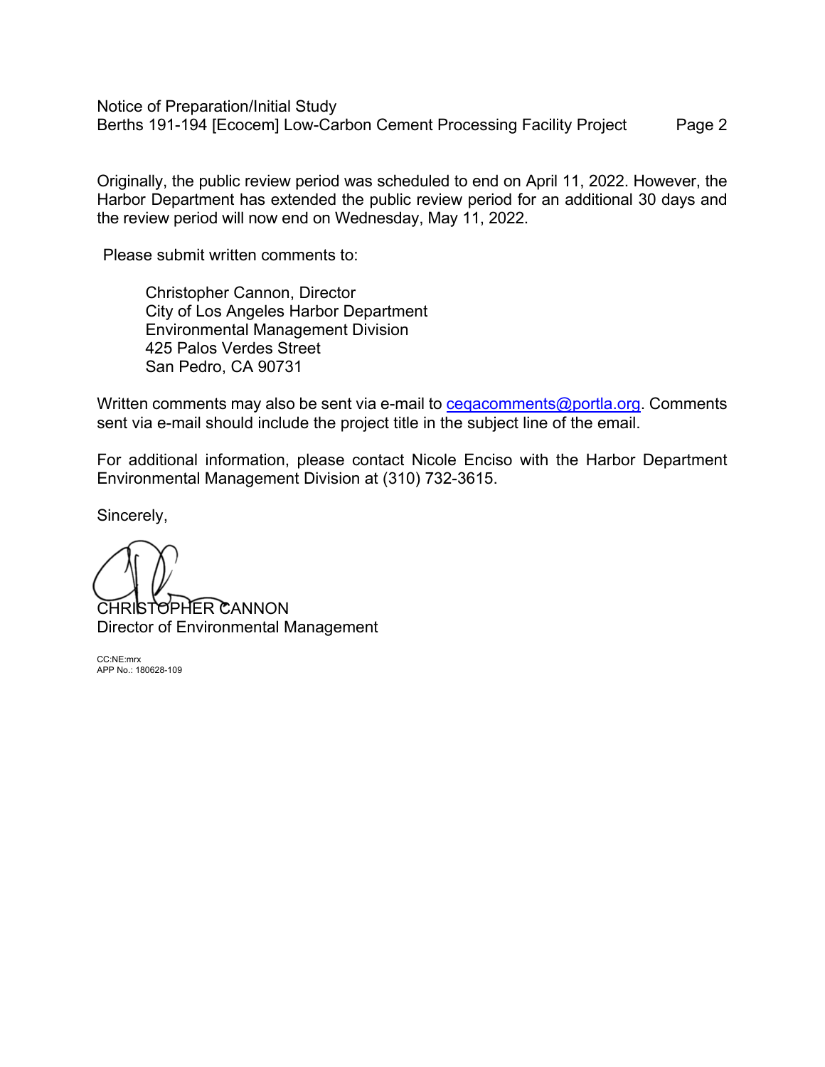Originally, the public review period was scheduled to end on April 11, 2022. However, the Harbor Department has extended the public review period for an additional 30 days and the review period will now end on Wednesday, May 11, 2022.

Please submit written comments to:

Christopher Cannon, Director
City of Los Angeles Harbor Department
Environmental Management Division
425 Palos Verdes Street
San Pedro, CA 90731

Written comments may also be sent via e-mail to ceqacomments@portla.org. Comments sent via e-mail should include the project title in the subject line of the email.

For additional information, please contact Nicole Enciso with the Harbor Department Environmental Management Division at (310) 732-3615.

Sincerely,

CHRISTOPHER CANNON
Director of Environmental Management

CC:NE:mrx
APP No.: 180628-109